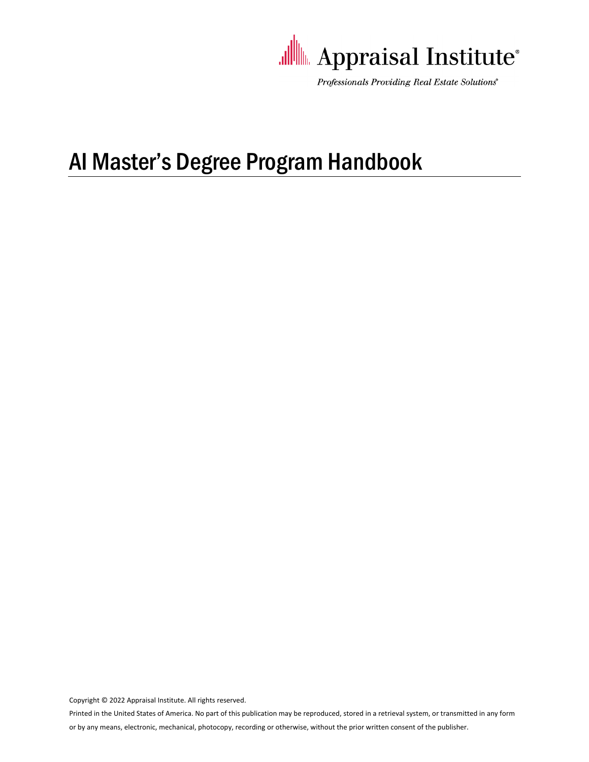Appraisal Institute®

*Professionals Providing Real Estate Solutions®*

# AI Master's Degree Program Handbook

Copyright © 2022 Appraisal Institute. All rights reserved.

Printed in the United States of America. No part of this publication may be reproduced, stored in a retrieval system, or transmitted in any form or by any means, electronic, mechanical, photocopy, recording or otherwise, without the prior written consent of the publisher.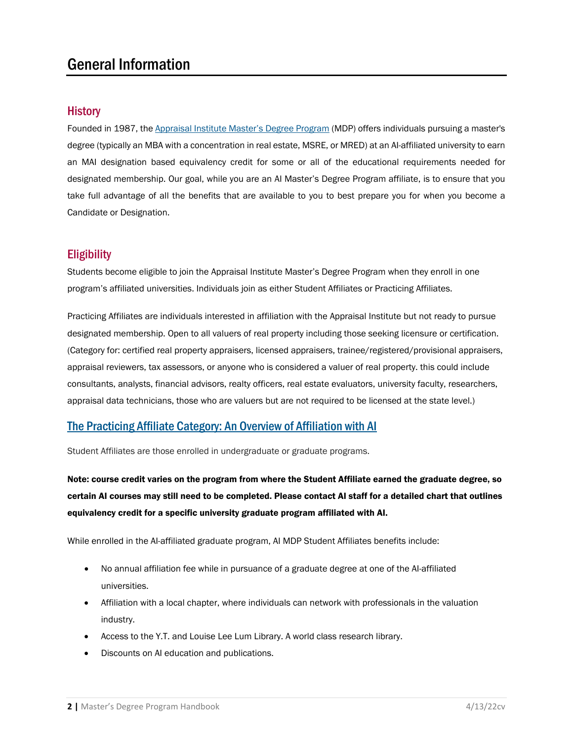# General Information

## History

Founded in 1987, the [Appraisal Institute Master's Degree Program]() (MDP) offers individuals pursuing a master's degree (typically an MBA with a concentration in real estate, MSRE, or MRED) at an AI-affiliated university to earn an MAI designation based equivalency credit for some or all of the educational requirements needed for designated membership. Our goal, while you are an AI Master's Degree Program affiliate, is to ensure that you take full advantage of all the benefits that are available to you to best prepare you for when you become a Candidate or Designation.

## Eligibility

Students become eligible to join the Appraisal Institute Master's Degree Program when they enroll in one program's affiliated universities. Individuals join as either Student Affiliates or Practicing Affiliates.

Practicing Affiliates are individuals interested in affiliation with the Appraisal Institute but not ready to pursue designated membership. Open to all valuers of real property including those seeking licensure or certification. (Category for: certified real property appraisers, licensed appraisers, trainee/registered/provisional appraisers, appraisal reviewers, tax assessors, or anyone who is considered a valuer of real property. this could include consultants, analysts, financial advisors, realty officers, real estate evaluators, university faculty, researchers, appraisal data technicians, those who are valuers but are not required to be licensed at the state level.)

## [The Practicing Affiliate Category: An Overview of Affiliation with AI]()

Student Affiliates are those enrolled in undergraduate or graduate programs.

**Note: course credit varies on the program from where the Student Affiliate earned the graduate degree, so certain AI courses may still need to be completed. Please contact AI staff for a detailed chart that outlines equivalency credit for a specific university graduate program affiliated with AI.**

While enrolled in the AI-affiliated graduate program, AI MDP Student Affiliates benefits include:

- No annual affiliation fee while in pursuance of a graduate degree at one of the AI-affiliated universities.
- Affiliation with a local chapter, where individuals can network with professionals in the valuation industry.
- Access to the Y.T. and Louise Lee Lum Library. A world class research library.
- Discounts on AI education and publications.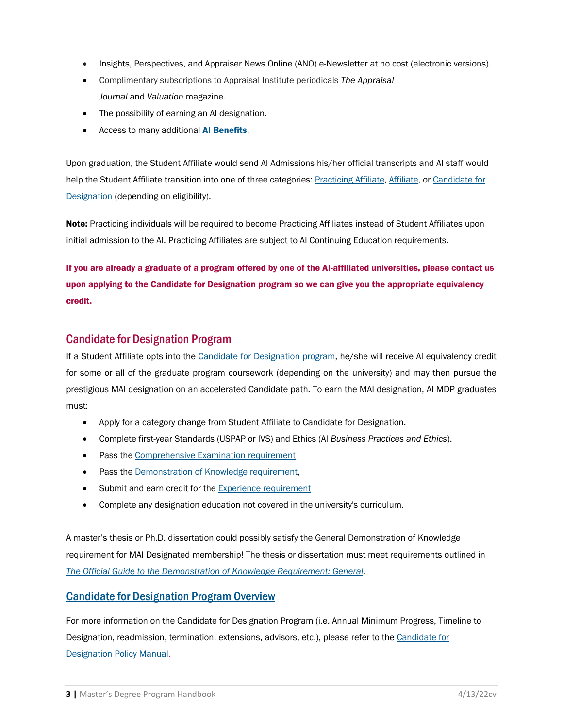- Insights, Perspectives, and Appraiser News Online (ANO) e-Newsletter at no cost (electronic versions).
- Complimentary subscriptions to Appraisal Institute periodicals *The Appraisal Journal* and *Valuation* magazine.
- The possibility of earning an AI designation.
- Access to many additional **AI Benefits**.

Upon graduation, the Student Affiliate would send AI Admissions his/her official transcripts and AI staff would help the Student Affiliate transition into one of three categories: Practicing Affiliate, Affiliate, or Candidate for Designation (depending on eligibility).

**Note:** Practicing individuals will be required to become Practicing Affiliates instead of Student Affiliates upon initial admission to the AI. Practicing Affiliates are subject to AI Continuing Education requirements.

**If you are already a graduate of a program offered by one of the AI-affiliated universities, please contact us upon applying to the Candidate for Designation program so we can give you the appropriate equivalency credit.**

## Candidate for Designation Program

If a Student Affiliate opts into the Candidate for Designation program, he/she will receive AI equivalency credit for some or all of the graduate program coursework (depending on the university) and may then pursue the prestigious MAI designation on an accelerated Candidate path. To earn the MAI designation, AI MDP graduates must:

- Apply for a category change from Student Affiliate to Candidate for Designation.
- Complete first-year Standards (USPAP or IVS) and Ethics (AI *Business Practices and Ethics*).
- Pass the Comprehensive Examination requirement
- Pass the Demonstration of Knowledge requirement,
- Submit and earn credit for the Experience requirement
- Complete any designation education not covered in the university's curriculum.

A master's thesis or Ph.D. dissertation could possibly satisfy the General Demonstration of Knowledge requirement for MAI Designated membership! The thesis or dissertation must meet requirements outlined in *The Official Guide to the Demonstration of Knowledge Requirement: General*.

## Candidate for Designation Program Overview

For more information on the Candidate for Designation Program (i.e. Annual Minimum Progress, Timeline to Designation, readmission, termination, extensions, advisors, etc.), please refer to the Candidate for Designation Policy Manual.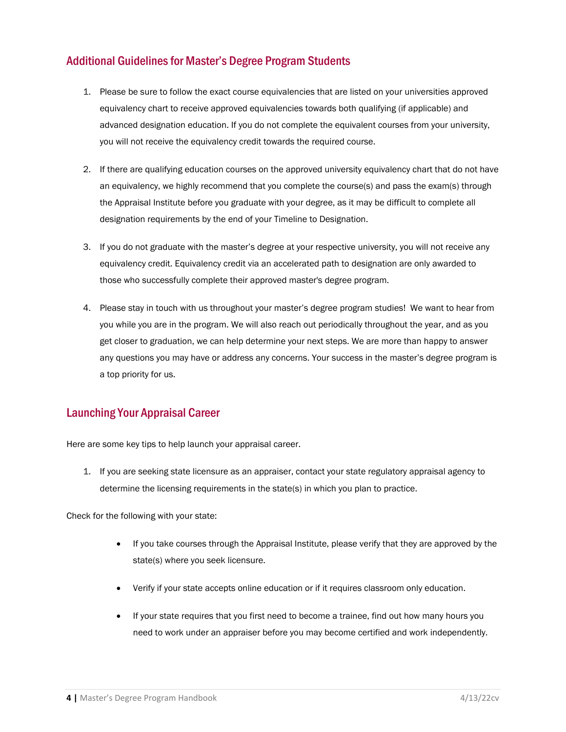## Additional Guidelines for Master's Degree Program Students

1. Please be sure to follow the exact course equivalencies that are listed on your universities approved equivalency chart to receive approved equivalencies towards both qualifying (if applicable) and advanced designation education. If you do not complete the equivalent courses from your university, you will not receive the equivalency credit towards the required course.

2. If there are qualifying education courses on the approved university equivalency chart that do not have an equivalency, we highly recommend that you complete the course(s) and pass the exam(s) through the Appraisal Institute before you graduate with your degree, as it may be difficult to complete all designation requirements by the end of your Timeline to Designation.

3. If you do not graduate with the master's degree at your respective university, you will not receive any equivalency credit. Equivalency credit via an accelerated path to designation are only awarded to those who successfully complete their approved master's degree program.

4. Please stay in touch with us throughout your master's degree program studies! We want to hear from you while you are in the program. We will also reach out periodically throughout the year, and as you get closer to graduation, we can help determine your next steps. We are more than happy to answer any questions you may have or address any concerns. Your success in the master's degree program is a top priority for us.

## Launching Your Appraisal Career

Here are some key tips to help launch your appraisal career.

1. If you are seeking state licensure as an appraiser, contact your state regulatory appraisal agency to determine the licensing requirements in the state(s) in which you plan to practice.

Check for the following with your state:

- If you take courses through the Appraisal Institute, please verify that they are approved by the state(s) where you seek licensure.
- Verify if your state accepts online education or if it requires classroom only education.
- If your state requires that you first need to become a trainee, find out how many hours you need to work under an appraiser before you may become certified and work independently.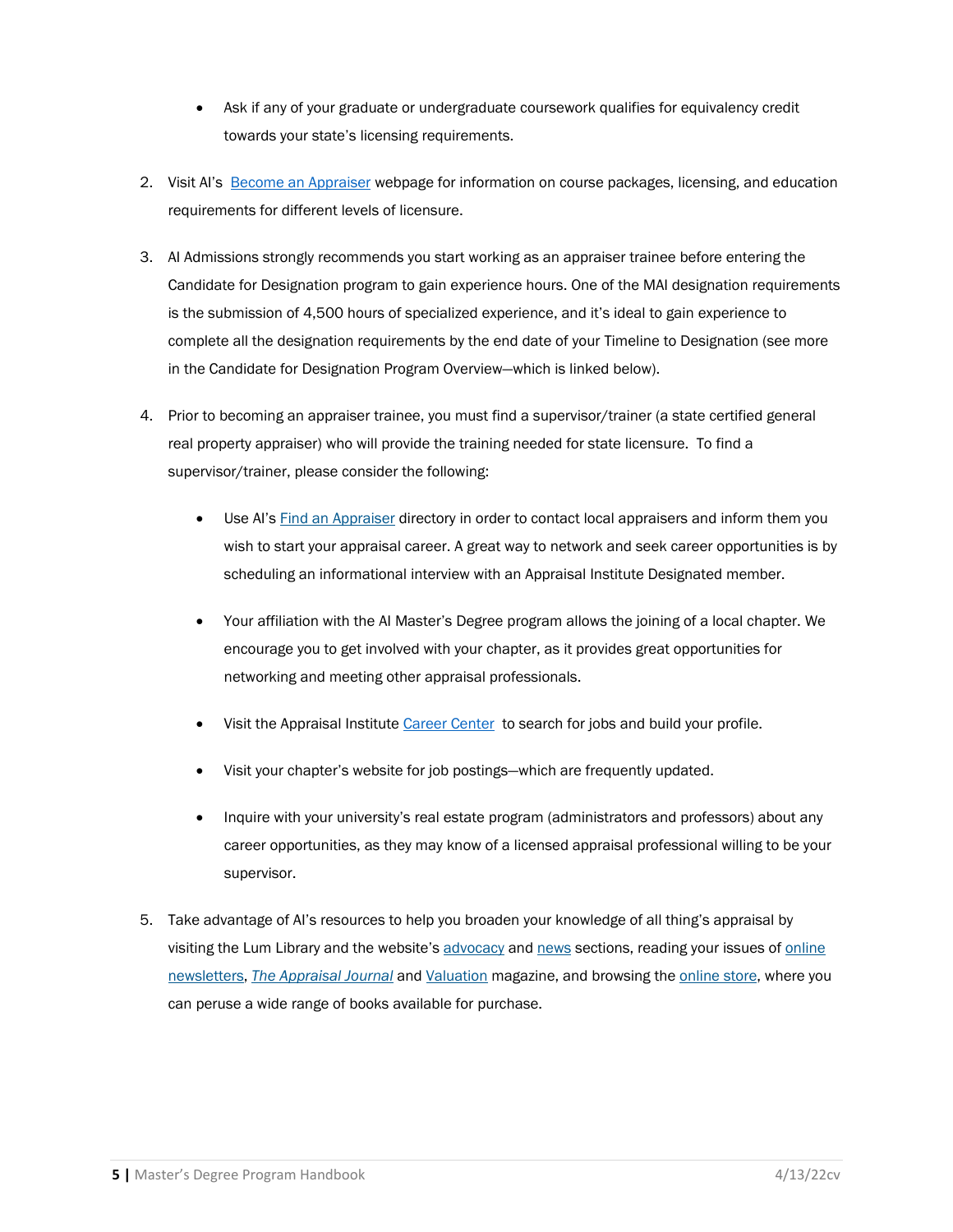- Ask if any of your graduate or undergraduate coursework qualifies for equivalency credit towards your state's licensing requirements.

2. Visit AI's [Become an Appraiser]() webpage for information on course packages, licensing, and education requirements for different levels of licensure.

3. AI Admissions strongly recommends you start working as an appraiser trainee before entering the Candidate for Designation program to gain experience hours. One of the MAI designation requirements is the submission of 4,500 hours of specialized experience, and it's ideal to gain experience to complete all the designation requirements by the end date of your Timeline to Designation (see more in the Candidate for Designation Program Overview—which is linked below).

4. Prior to becoming an appraiser trainee, you must find a supervisor/trainer (a state certified general real property appraiser) who will provide the training needed for state licensure. To find a supervisor/trainer, please consider the following:

   - Use AI's [Find an Appraiser]() directory in order to contact local appraisers and inform them you wish to start your appraisal career. A great way to network and seek career opportunities is by scheduling an informational interview with an Appraisal Institute Designated member.

   - Your affiliation with the AI Master's Degree program allows the joining of a local chapter. We encourage you to get involved with your chapter, as it provides great opportunities for networking and meeting other appraisal professionals.

   - Visit the Appraisal Institute [Career Center]() to search for jobs and build your profile.

   - Visit your chapter's website for job postings—which are frequently updated.

   - Inquire with your university's real estate program (administrators and professors) about any career opportunities, as they may know of a licensed appraisal professional willing to be your supervisor.

5. Take advantage of AI's resources to help you broaden your knowledge of all thing's appraisal by visiting the Lum Library and the website's [advocacy]() and [news]() sections, reading your issues of [online newsletters](), [*The Appraisal Journal*]() and [Valuation]() magazine, and browsing the [online store](), where you can peruse a wide range of books available for purchase.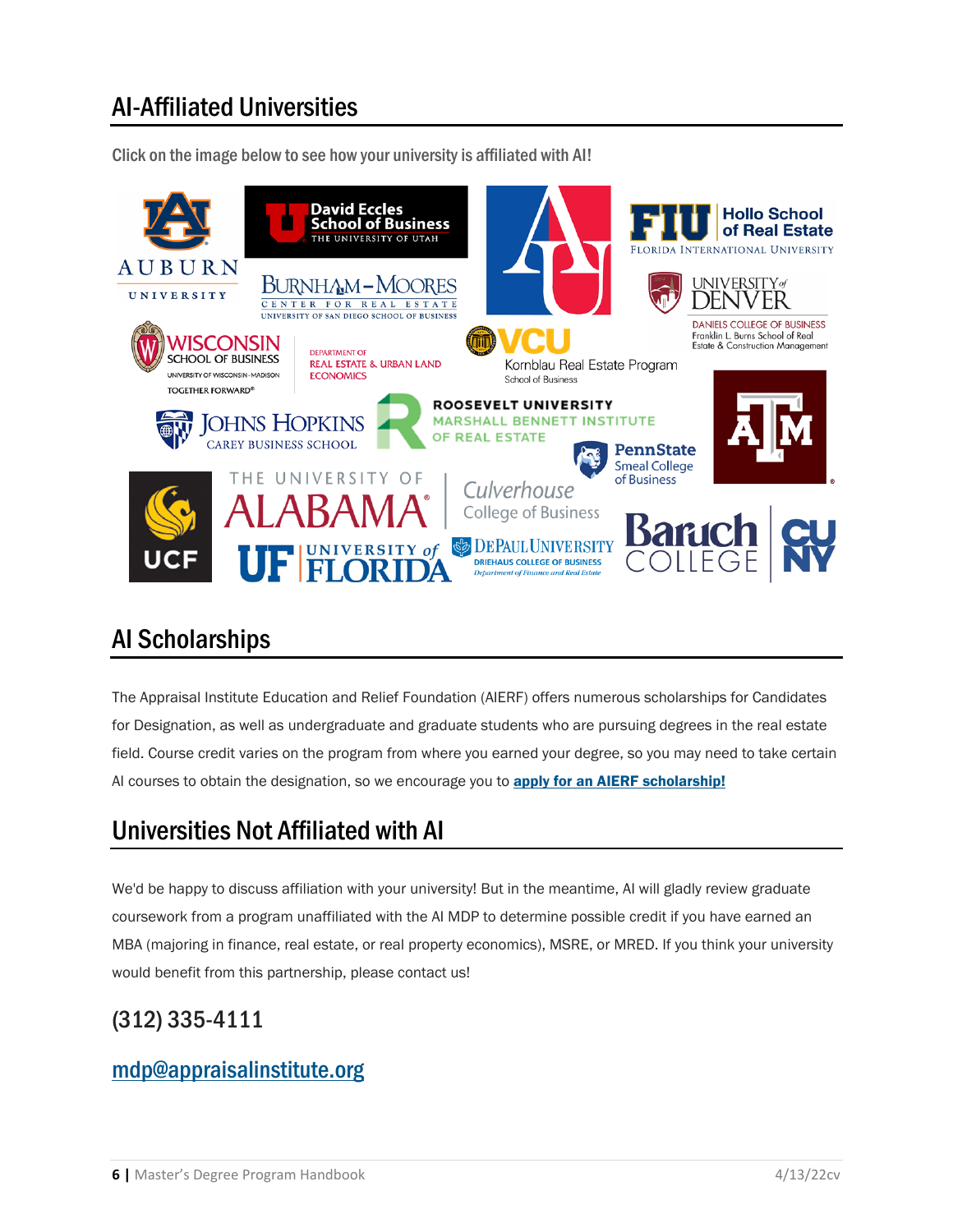## AI-Affiliated Universities

Click on the image below to see how your university is affiliated with AI!

AUBURN UNIVERSITY

David Eccles School of Business THE UNIVERSITY OF UTAH

BURNHAM-MOORES CENTER FOR REAL ESTATE UNIVERSITY OF SAN DIEGO SCHOOL OF BUSINESS

FIU Hollo School of Real Estate FLORIDA INTERNATIONAL UNIVERSITY

UNIVERSITY of DENVER DANIELS COLLEGE OF BUSINESS Franklin L. Burns School of Real Estate & Construction Management

WISCONSIN SCHOOL OF BUSINESS UNIVERSITY OF WISCONSIN–MADISON TOGETHER FORWARD® DEPARTMENT OF REAL ESTATE & URBAN LAND ECONOMICS

VCU Kornblau Real Estate Program School of Business

JOHNS HOPKINS CAREY BUSINESS SCHOOL

ROOSEVELT UNIVERSITY MARSHALL BENNETT INSTITUTE OF REAL ESTATE

PennState Smeal College of Business

UCF

THE UNIVERSITY OF ALABAMA® Culverhouse College of Business

UF UNIVERSITY of FLORIDA

DEPAUL UNIVERSITY DRIEHAUS COLLEGE OF BUSINESS Department of Finance and Real Estate

Baruch COLLEGE CUNY

## AI Scholarships

The Appraisal Institute Education and Relief Foundation (AIERF) offers numerous scholarships for Candidates for Designation, as well as undergraduate and graduate students who are pursuing degrees in the real estate field. Course credit varies on the program from where you earned your degree, so you may need to take certain AI courses to obtain the designation, so we encourage you to **apply for an AIERF scholarship!**

## Universities Not Affiliated with AI

We'd be happy to discuss affiliation with your university! But in the meantime, AI will gladly review graduate coursework from a program unaffiliated with the AI MDP to determine possible credit if you have earned an MBA (majoring in finance, real estate, or real property economics), MSRE, or MRED. If you think your university would benefit from this partnership, please contact us!

## (312) 335-4111

## mdp@appraisalinstitute.org